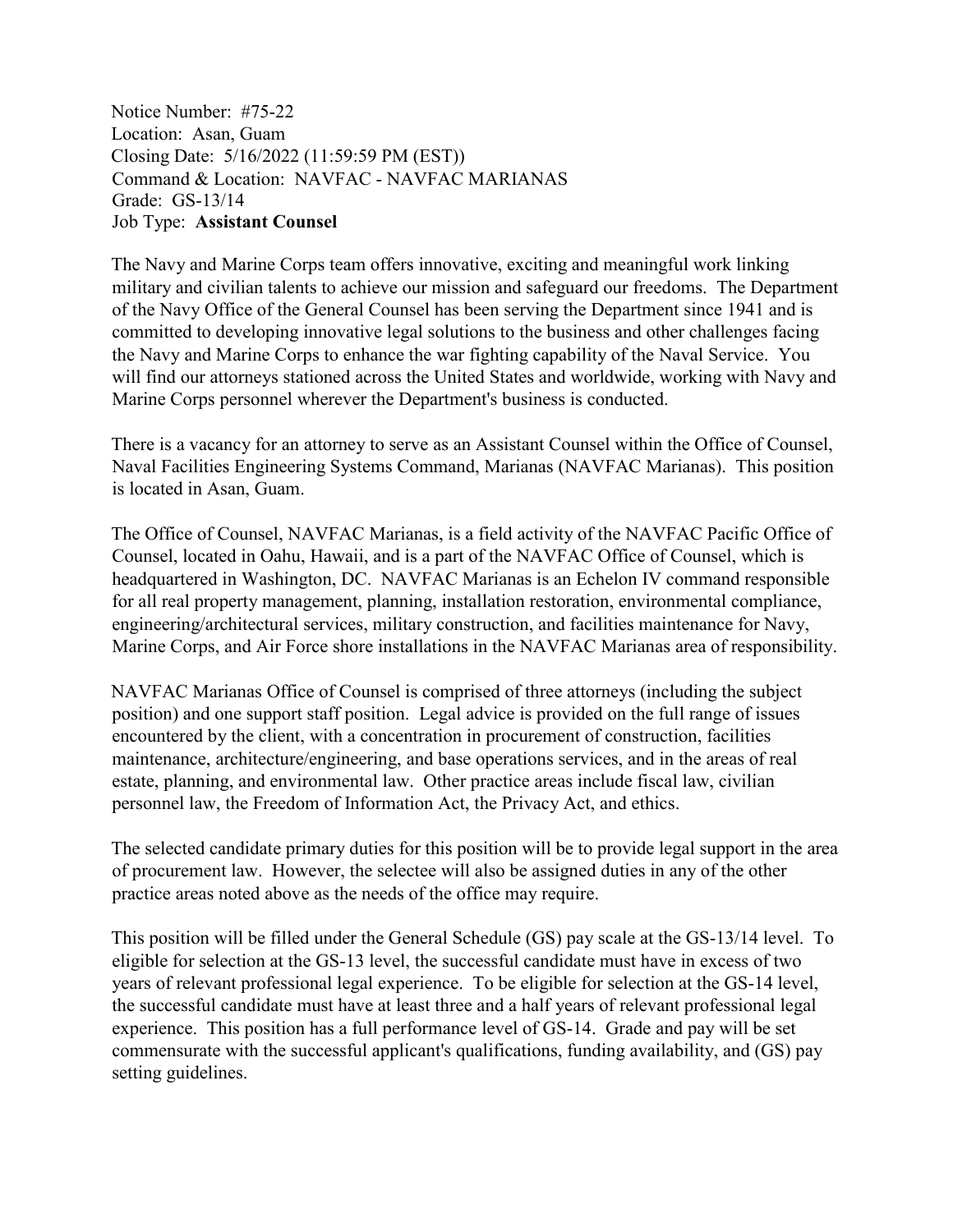Notice Number: #75-22
Location: Asan, Guam
Closing Date: 5/16/2022 (11:59:59 PM (EST))
Command & Location: NAVFAC - NAVFAC MARIANAS
Grade: GS-13/14
Job Type: **Assistant Counsel**

The Navy and Marine Corps team offers innovative, exciting and meaningful work linking military and civilian talents to achieve our mission and safeguard our freedoms. The Department of the Navy Office of the General Counsel has been serving the Department since 1941 and is committed to developing innovative legal solutions to the business and other challenges facing the Navy and Marine Corps to enhance the war fighting capability of the Naval Service. You will find our attorneys stationed across the United States and worldwide, working with Navy and Marine Corps personnel wherever the Department's business is conducted.

There is a vacancy for an attorney to serve as an Assistant Counsel within the Office of Counsel, Naval Facilities Engineering Systems Command, Marianas (NAVFAC Marianas). This position is located in Asan, Guam.

The Office of Counsel, NAVFAC Marianas, is a field activity of the NAVFAC Pacific Office of Counsel, located in Oahu, Hawaii, and is a part of the NAVFAC Office of Counsel, which is headquartered in Washington, DC. NAVFAC Marianas is an Echelon IV command responsible for all real property management, planning, installation restoration, environmental compliance, engineering/architectural services, military construction, and facilities maintenance for Navy, Marine Corps, and Air Force shore installations in the NAVFAC Marianas area of responsibility.

NAVFAC Marianas Office of Counsel is comprised of three attorneys (including the subject position) and one support staff position. Legal advice is provided on the full range of issues encountered by the client, with a concentration in procurement of construction, facilities maintenance, architecture/engineering, and base operations services, and in the areas of real estate, planning, and environmental law. Other practice areas include fiscal law, civilian personnel law, the Freedom of Information Act, the Privacy Act, and ethics.

The selected candidate primary duties for this position will be to provide legal support in the area of procurement law. However, the selectee will also be assigned duties in any of the other practice areas noted above as the needs of the office may require.

This position will be filled under the General Schedule (GS) pay scale at the GS-13/14 level. To eligible for selection at the GS-13 level, the successful candidate must have in excess of two years of relevant professional legal experience. To be eligible for selection at the GS-14 level, the successful candidate must have at least three and a half years of relevant professional legal experience. This position has a full performance level of GS-14. Grade and pay will be set commensurate with the successful applicant's qualifications, funding availability, and (GS) pay setting guidelines.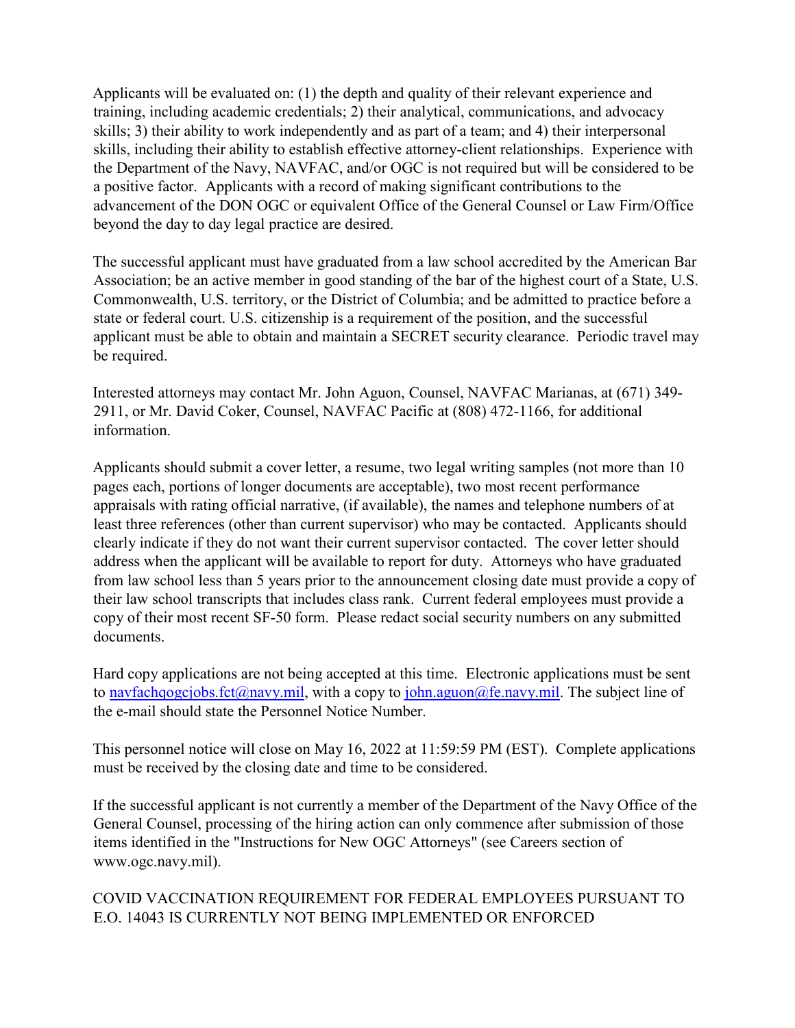Applicants will be evaluated on: (1) the depth and quality of their relevant experience and training, including academic credentials; 2) their analytical, communications, and advocacy skills; 3) their ability to work independently and as part of a team; and 4) their interpersonal skills, including their ability to establish effective attorney-client relationships. Experience with the Department of the Navy, NAVFAC, and/or OGC is not required but will be considered to be a positive factor. Applicants with a record of making significant contributions to the advancement of the DON OGC or equivalent Office of the General Counsel or Law Firm/Office beyond the day to day legal practice are desired.

The successful applicant must have graduated from a law school accredited by the American Bar Association; be an active member in good standing of the bar of the highest court of a State, U.S. Commonwealth, U.S. territory, or the District of Columbia; and be admitted to practice before a state or federal court. U.S. citizenship is a requirement of the position, and the successful applicant must be able to obtain and maintain a SECRET security clearance. Periodic travel may be required.

Interested attorneys may contact Mr. John Aguon, Counsel, NAVFAC Marianas, at (671) 349-2911, or Mr. David Coker, Counsel, NAVFAC Pacific at (808) 472-1166, for additional information.

Applicants should submit a cover letter, a resume, two legal writing samples (not more than 10 pages each, portions of longer documents are acceptable), two most recent performance appraisals with rating official narrative, (if available), the names and telephone numbers of at least three references (other than current supervisor) who may be contacted. Applicants should clearly indicate if they do not want their current supervisor contacted. The cover letter should address when the applicant will be available to report for duty. Attorneys who have graduated from law school less than 5 years prior to the announcement closing date must provide a copy of their law school transcripts that includes class rank. Current federal employees must provide a copy of their most recent SF-50 form. Please redact social security numbers on any submitted documents.

Hard copy applications are not being accepted at this time. Electronic applications must be sent to navfachqogcjobs.fct@navy.mil, with a copy to john.aguon@fe.navy.mil. The subject line of the e-mail should state the Personnel Notice Number.

This personnel notice will close on May 16, 2022 at 11:59:59 PM (EST). Complete applications must be received by the closing date and time to be considered.

If the successful applicant is not currently a member of the Department of the Navy Office of the General Counsel, processing of the hiring action can only commence after submission of those items identified in the "Instructions for New OGC Attorneys" (see Careers section of www.ogc.navy.mil).

COVID VACCINATION REQUIREMENT FOR FEDERAL EMPLOYEES PURSUANT TO E.O. 14043 IS CURRENTLY NOT BEING IMPLEMENTED OR ENFORCED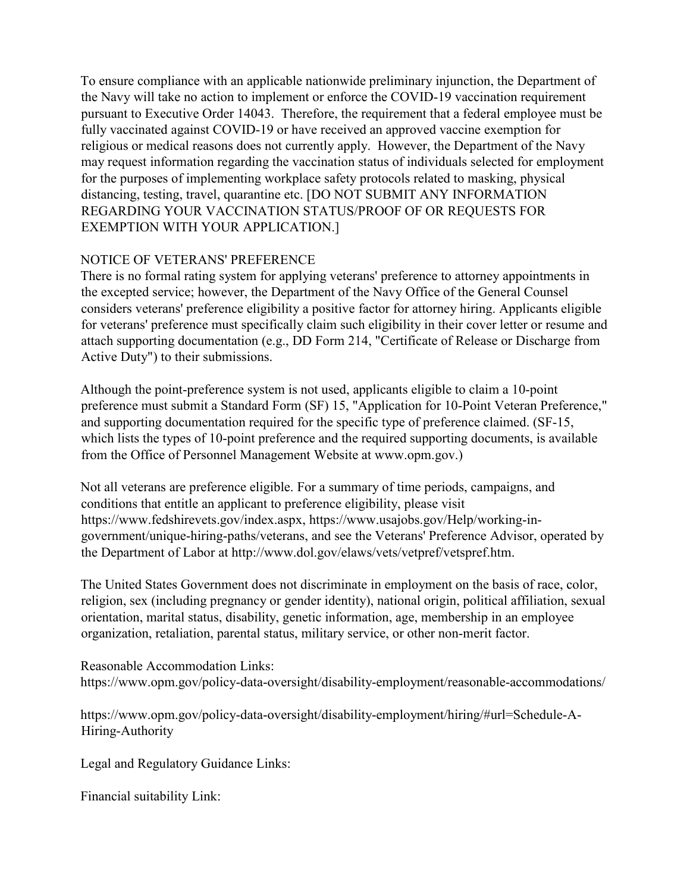To ensure compliance with an applicable nationwide preliminary injunction, the Department of the Navy will take no action to implement or enforce the COVID-19 vaccination requirement pursuant to Executive Order 14043. Therefore, the requirement that a federal employee must be fully vaccinated against COVID-19 or have received an approved vaccine exemption for religious or medical reasons does not currently apply. However, the Department of the Navy may request information regarding the vaccination status of individuals selected for employment for the purposes of implementing workplace safety protocols related to masking, physical distancing, testing, travel, quarantine etc. [DO NOT SUBMIT ANY INFORMATION REGARDING YOUR VACCINATION STATUS/PROOF OF OR REQUESTS FOR EXEMPTION WITH YOUR APPLICATION.]

NOTICE OF VETERANS' PREFERENCE

There is no formal rating system for applying veterans' preference to attorney appointments in the excepted service; however, the Department of the Navy Office of the General Counsel considers veterans' preference eligibility a positive factor for attorney hiring. Applicants eligible for veterans' preference must specifically claim such eligibility in their cover letter or resume and attach supporting documentation (e.g., DD Form 214, "Certificate of Release or Discharge from Active Duty") to their submissions.

Although the point-preference system is not used, applicants eligible to claim a 10-point preference must submit a Standard Form (SF) 15, "Application for 10-Point Veteran Preference," and supporting documentation required for the specific type of preference claimed. (SF-15, which lists the types of 10-point preference and the required supporting documents, is available from the Office of Personnel Management Website at www.opm.gov.)

Not all veterans are preference eligible. For a summary of time periods, campaigns, and conditions that entitle an applicant to preference eligibility, please visit https://www.fedshirevets.gov/index.aspx, https://www.usajobs.gov/Help/working-in-government/unique-hiring-paths/veterans, and see the Veterans' Preference Advisor, operated by the Department of Labor at http://www.dol.gov/elaws/vets/vetpref/vetspref.htm.

The United States Government does not discriminate in employment on the basis of race, color, religion, sex (including pregnancy or gender identity), national origin, political affiliation, sexual orientation, marital status, disability, genetic information, age, membership in an employee organization, retaliation, parental status, military service, or other non-merit factor.

Reasonable Accommodation Links:
https://www.opm.gov/policy-data-oversight/disability-employment/reasonable-accommodations/

https://www.opm.gov/policy-data-oversight/disability-employment/hiring/#url=Schedule-A-Hiring-Authority

Legal and Regulatory Guidance Links:

Financial suitability Link: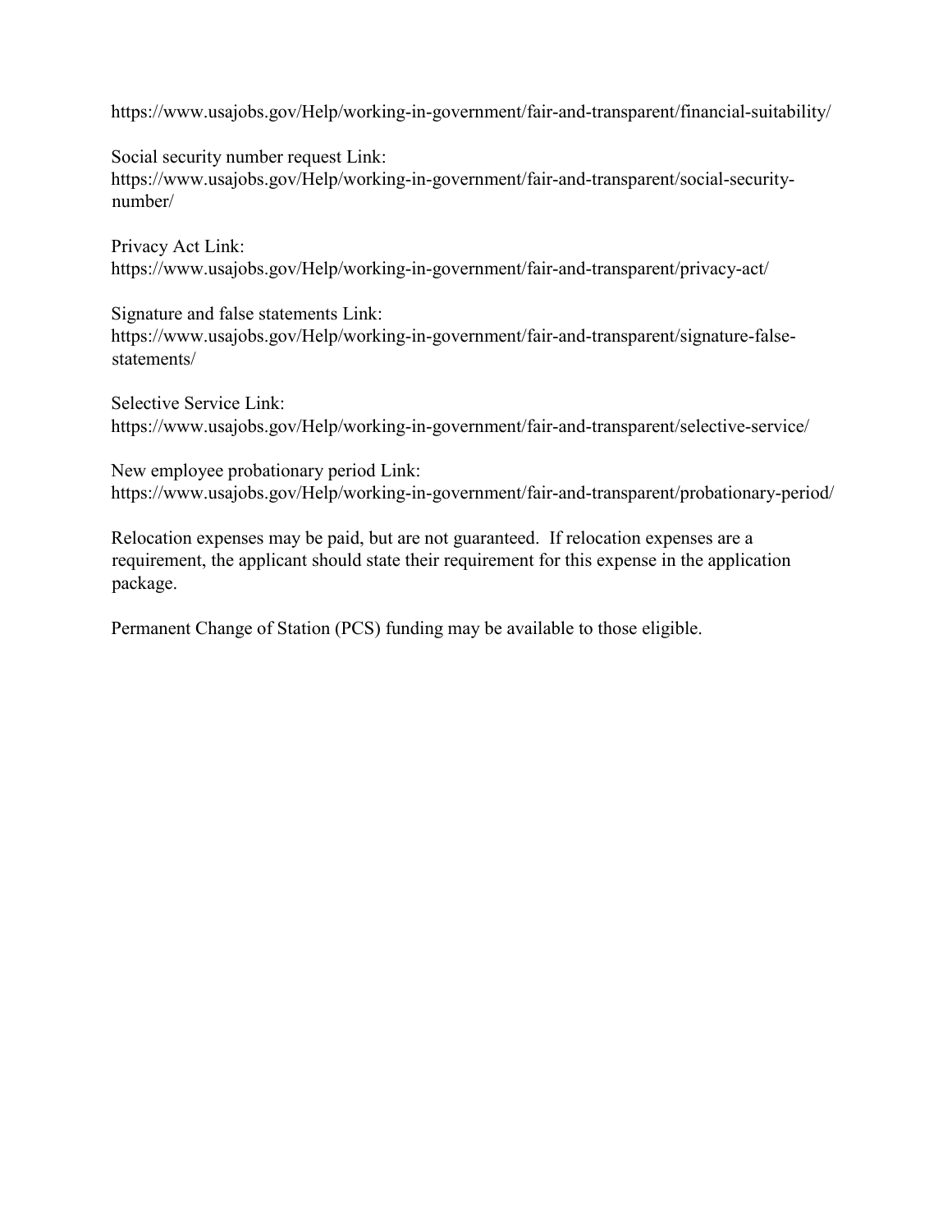https://www.usajobs.gov/Help/working-in-government/fair-and-transparent/financial-suitability/

Social security number request Link:
https://www.usajobs.gov/Help/working-in-government/fair-and-transparent/social-security-number/

Privacy Act Link:
https://www.usajobs.gov/Help/working-in-government/fair-and-transparent/privacy-act/

Signature and false statements Link:
https://www.usajobs.gov/Help/working-in-government/fair-and-transparent/signature-false-statements/

Selective Service Link:
https://www.usajobs.gov/Help/working-in-government/fair-and-transparent/selective-service/

New employee probationary period Link:
https://www.usajobs.gov/Help/working-in-government/fair-and-transparent/probationary-period/

Relocation expenses may be paid, but are not guaranteed. If relocation expenses are a requirement, the applicant should state their requirement for this expense in the application package.

Permanent Change of Station (PCS) funding may be available to those eligible.